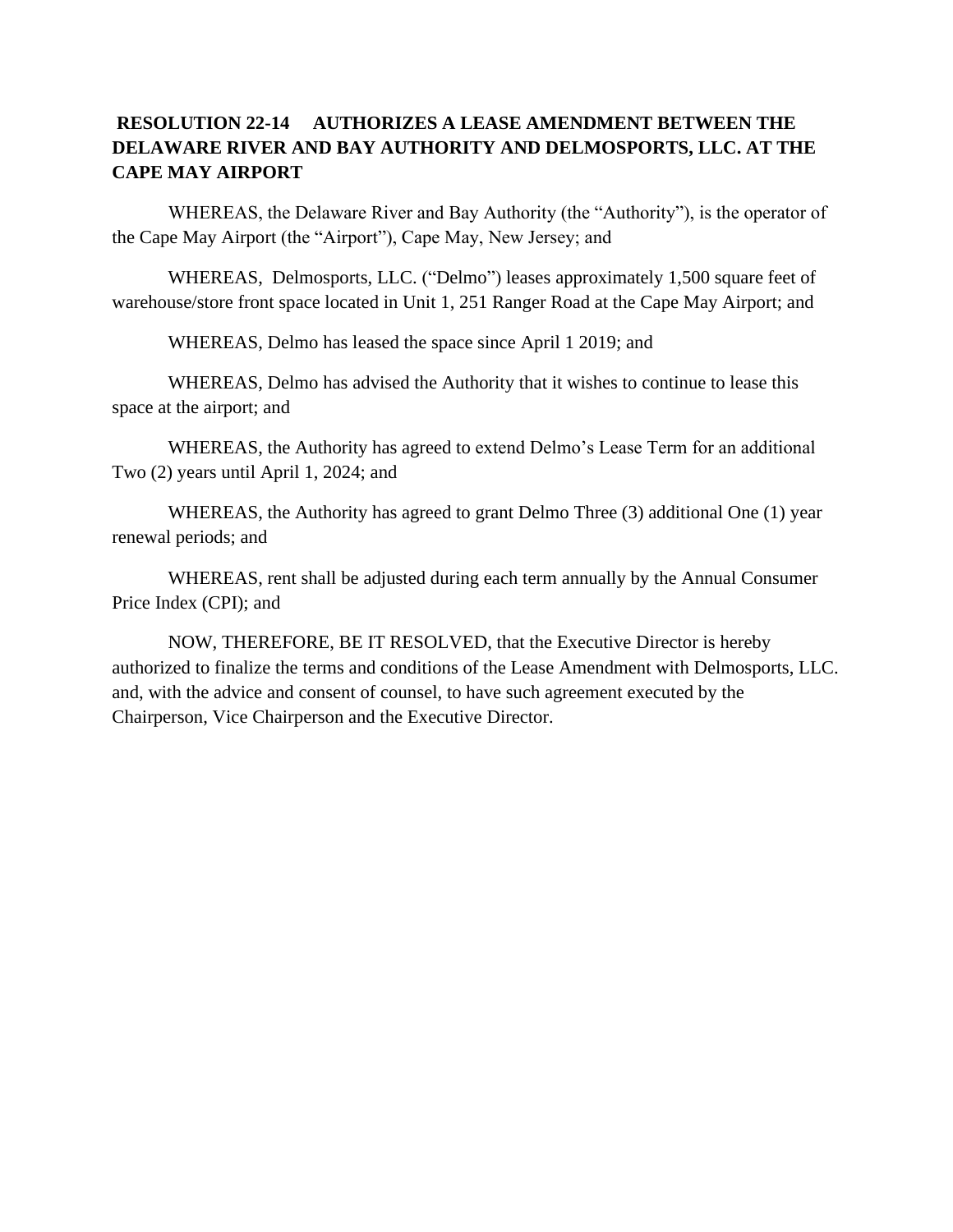**RESOLUTION 22-14 AUTHORIZES A LEASE AMENDMENT BETWEEN THE DELAWARE RIVER AND BAY AUTHORITY AND DELMOSPORTS, LLC. AT THE CAPE MAY AIRPORT**

WHEREAS, the Delaware River and Bay Authority (the "Authority"), is the operator of the Cape May Airport (the "Airport"), Cape May, New Jersey; and

WHEREAS, Delmosports, LLC. ("Delmo") leases approximately 1,500 square feet of warehouse/store front space located in Unit 1, 251 Ranger Road at the Cape May Airport; and

WHEREAS, Delmo has leased the space since April 1 2019; and

WHEREAS, Delmo has advised the Authority that it wishes to continue to lease this space at the airport; and

WHEREAS, the Authority has agreed to extend Delmo's Lease Term for an additional Two (2) years until April 1, 2024; and

WHEREAS, the Authority has agreed to grant Delmo Three (3) additional One (1) year renewal periods; and

WHEREAS, rent shall be adjusted during each term annually by the Annual Consumer Price Index (CPI); and

NOW, THEREFORE, BE IT RESOLVED, that the Executive Director is hereby authorized to finalize the terms and conditions of the Lease Amendment with Delmosports, LLC. and, with the advice and consent of counsel, to have such agreement executed by the Chairperson, Vice Chairperson and the Executive Director.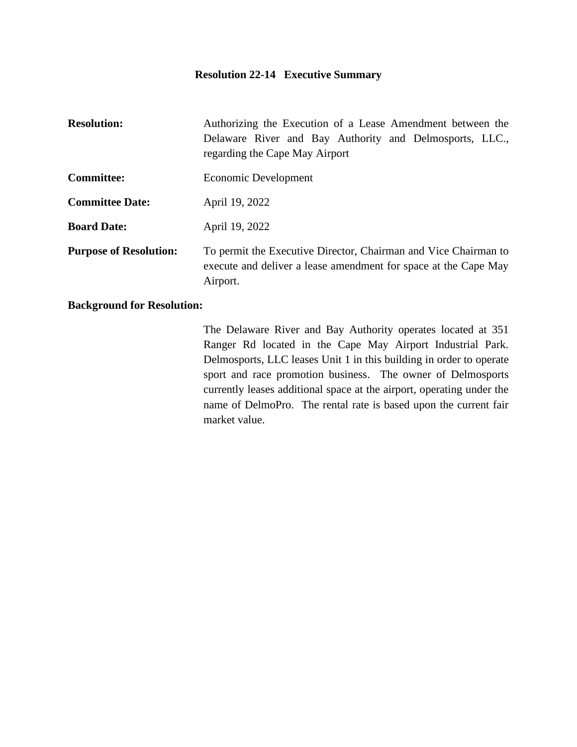# Resolution 22-14 Executive Summary

**Resolution:** Authorizing the Execution of a Lease Amendment between the Delaware River and Bay Authority and Delmosports, LLC., regarding the Cape May Airport

**Committee:** Economic Development

**Committee Date:** April 19, 2022

**Board Date:** April 19, 2022

**Purpose of Resolution:** To permit the Executive Director, Chairman and Vice Chairman to execute and deliver a lease amendment for space at the Cape May Airport.

**Background for Resolution:**

The Delaware River and Bay Authority operates located at 351 Ranger Rd located in the Cape May Airport Industrial Park. Delmosports, LLC leases Unit 1 in this building in order to operate sport and race promotion business. The owner of Delmosports currently leases additional space at the airport, operating under the name of DelmoPro. The rental rate is based upon the current fair market value.